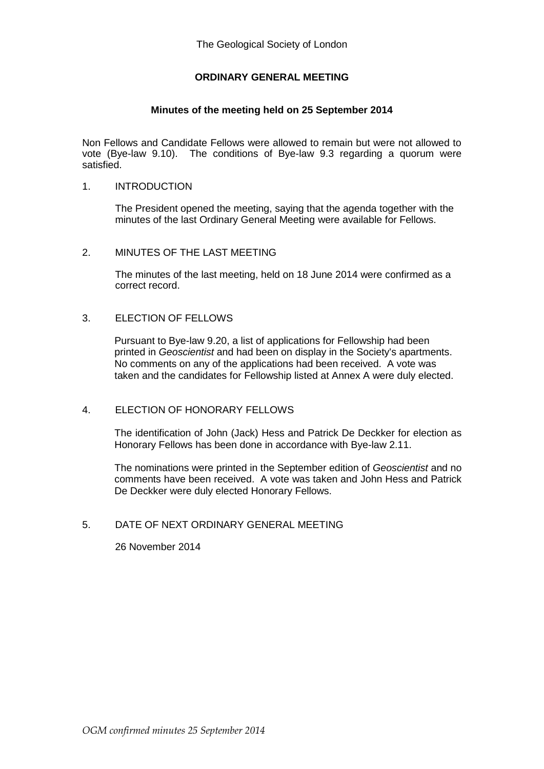The Geological Society of London

# ORDINARY GENERAL MEETING

## Minutes of the meeting held on 25 September 2014

Non Fellows and Candidate Fellows were allowed to remain but were not allowed to vote (Bye-law 9.10). The conditions of Bye-law 9.3 regarding a quorum were satisfied.

1. INTRODUCTION

   The President opened the meeting, saying that the agenda together with the minutes of the last Ordinary General Meeting were available for Fellows.

2. MINUTES OF THE LAST MEETING

   The minutes of the last meeting, held on 18 June 2014 were confirmed as a correct record.

3. ELECTION OF FELLOWS

   Pursuant to Bye-law 9.20, a list of applications for Fellowship had been printed in *Geoscientist* and had been on display in the Society's apartments. No comments on any of the applications had been received. A vote was taken and the candidates for Fellowship listed at Annex A were duly elected.

4. ELECTION OF HONORARY FELLOWS

   The identification of John (Jack) Hess and Patrick De Deckker for election as Honorary Fellows has been done in accordance with Bye-law 2.11.

   The nominations were printed in the September edition of *Geoscientist* and no comments have been received. A vote was taken and John Hess and Patrick De Deckker were duly elected Honorary Fellows.

5. DATE OF NEXT ORDINARY GENERAL MEETING

   26 November 2014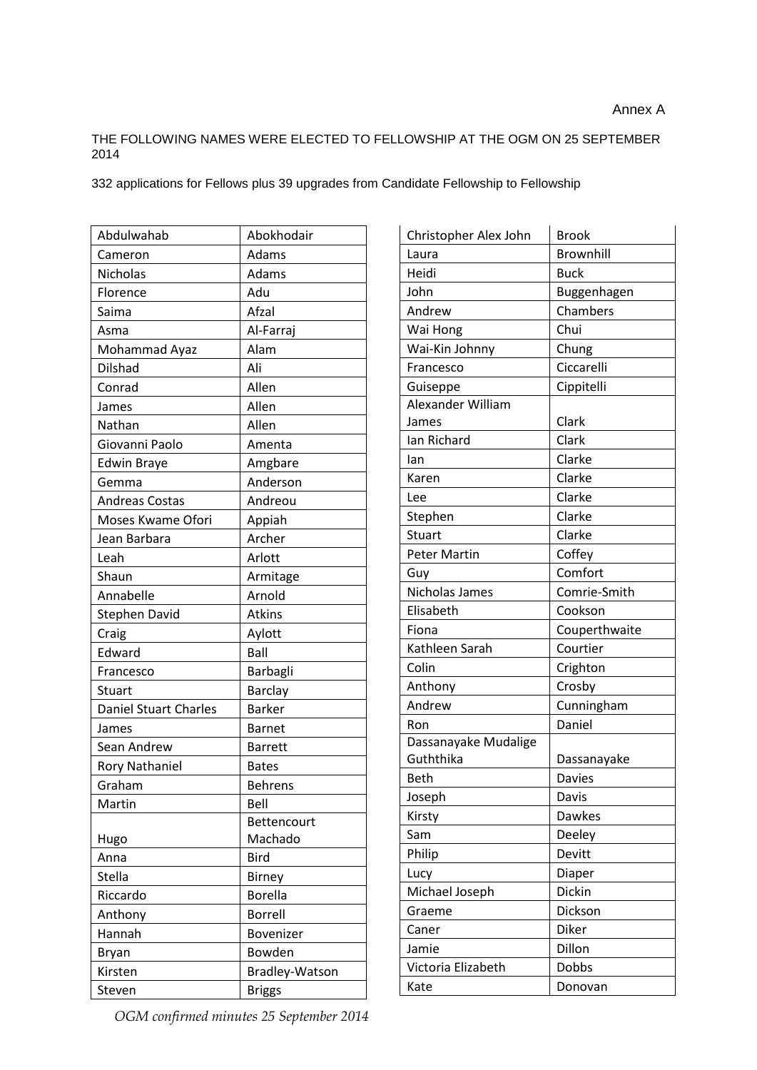Annex A

THE FOLLOWING NAMES WERE ELECTED TO FELLOWSHIP AT THE OGM ON 25 SEPTEMBER 2014

332 applications for Fellows plus 39 upgrades from Candidate Fellowship to Fellowship

| | |
|---|---|
| Abdulwahab | Abokhodair |
| Cameron | Adams |
| Nicholas | Adams |
| Florence | Adu |
| Saima | Afzal |
| Asma | Al-Farraj |
| Mohammad Ayaz | Alam |
| Dilshad | Ali |
| Conrad | Allen |
| James | Allen |
| Nathan | Allen |
| Giovanni Paolo | Amenta |
| Edwin Braye | Amgbare |
| Gemma | Anderson |
| Andreas Costas | Andreou |
| Moses Kwame Ofori | Appiah |
| Jean Barbara | Archer |
| Leah | Arlott |
| Shaun | Armitage |
| Annabelle | Arnold |
| Stephen David | Atkins |
| Craig | Aylott |
| Edward | Ball |
| Francesco | Barbagli |
| Stuart | Barclay |
| Daniel Stuart Charles | Barker |
| James | Barnet |
| Sean Andrew | Barrett |
| Rory Nathaniel | Bates |
| Graham | Behrens |
| Martin | Bell |
| Hugo | Bettencourt Machado |
| Anna | Bird |
| Stella | Birney |
| Riccardo | Borella |
| Anthony | Borrell |
| Hannah | Bovenizer |
| Bryan | Bowden |
| Kirsten | Bradley-Watson |
| Steven | Briggs |

| | |
|---|---|
| Christopher Alex John | Brook |
| Laura | Brownhill |
| Heidi | Buck |
| John | Buggenhagen |
| Andrew | Chambers |
| Wai Hong | Chui |
| Wai-Kin Johnny | Chung |
| Francesco | Ciccarelli |
| Guiseppe | Cippitelli |
| Alexander William James | Clark |
| Ian Richard | Clark |
| Ian | Clarke |
| Karen | Clarke |
| Lee | Clarke |
| Stephen | Clarke |
| Stuart | Clarke |
| Peter Martin | Coffey |
| Guy | Comfort |
| Nicholas James | Comrie-Smith |
| Elisabeth | Cookson |
| Fiona | Couperthwaite |
| Kathleen Sarah | Courtier |
| Colin | Crighton |
| Anthony | Crosby |
| Andrew | Cunningham |
| Ron | Daniel |
| Dassanayake Mudalige Guththika | Dassanayake |
| Beth | Davies |
| Joseph | Davis |
| Kirsty | Dawkes |
| Sam | Deeley |
| Philip | Devitt |
| Lucy | Diaper |
| Michael Joseph | Dickin |
| Graeme | Dickson |
| Caner | Diker |
| Jamie | Dillon |
| Victoria Elizabeth | Dobbs |
| Kate | Donovan |

*OGM confirmed minutes 25 September 2014*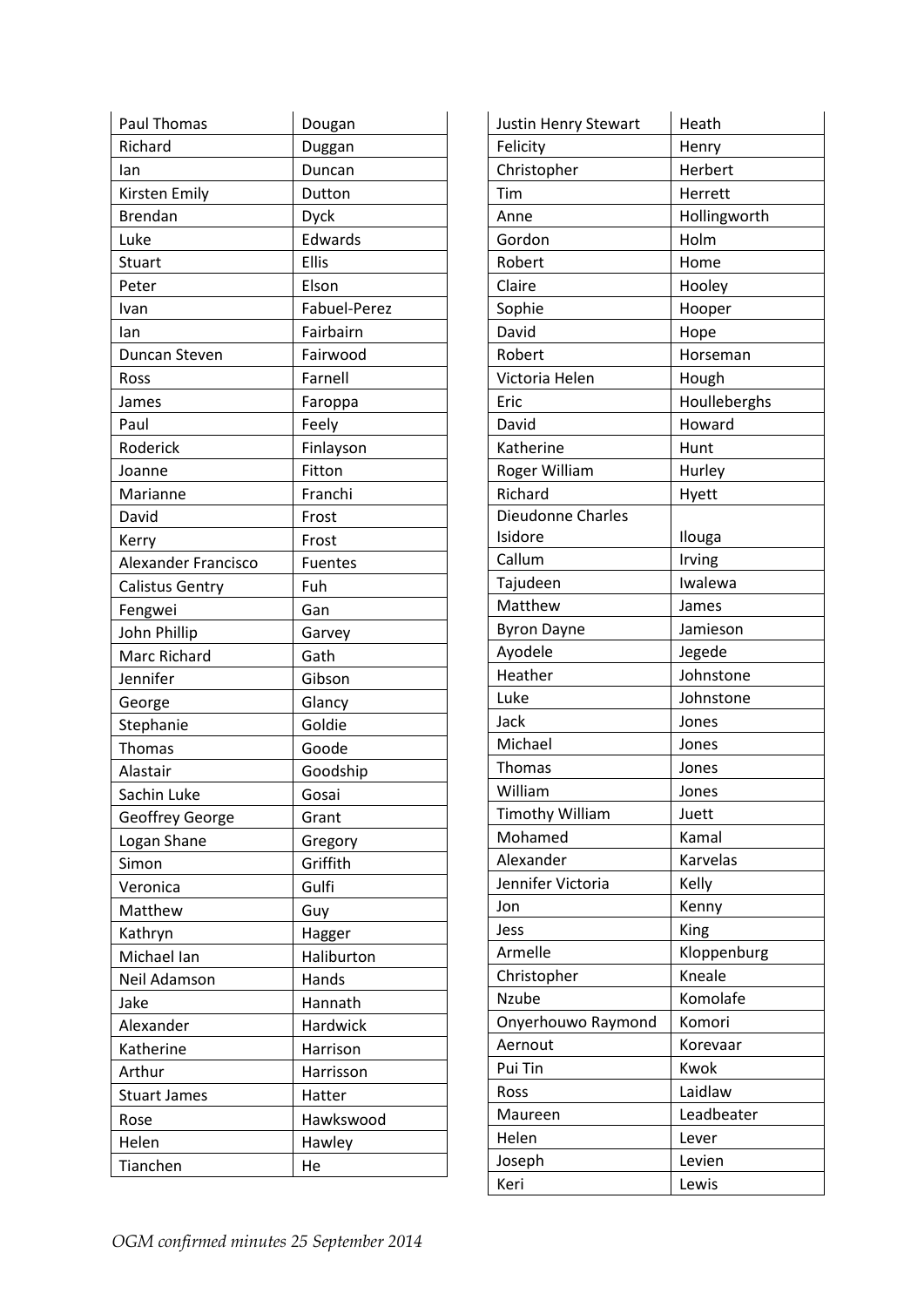| | |
|---|---|
| Paul Thomas | Dougan |
| Richard | Duggan |
| Ian | Duncan |
| Kirsten Emily | Dutton |
| Brendan | Dyck |
| Luke | Edwards |
| Stuart | Ellis |
| Peter | Elson |
| Ivan | Fabuel-Perez |
| Ian | Fairbairn |
| Duncan Steven | Fairwood |
| Ross | Farnell |
| James | Faroppa |
| Paul | Feely |
| Roderick | Finlayson |
| Joanne | Fitton |
| Marianne | Franchi |
| David | Frost |
| Kerry | Frost |
| Alexander Francisco | Fuentes |
| Calistus Gentry | Fuh |
| Fengwei | Gan |
| John Phillip | Garvey |
| Marc Richard | Gath |
| Jennifer | Gibson |
| George | Glancy |
| Stephanie | Goldie |
| Thomas | Goode |
| Alastair | Goodship |
| Sachin Luke | Gosai |
| Geoffrey George | Grant |
| Logan Shane | Gregory |
| Simon | Griffith |
| Veronica | Gulfi |
| Matthew | Guy |
| Kathryn | Hagger |
| Michael Ian | Haliburton |
| Neil Adamson | Hands |
| Jake | Hannath |
| Alexander | Hardwick |
| Katherine | Harrison |
| Arthur | Harrisson |
| Stuart James | Hatter |
| Rose | Hawkswood |
| Helen | Hawley |
| Tianchen | He |
| Justin Henry Stewart | Heath |
| Felicity | Henry |
| Christopher | Herbert |
| Tim | Herrett |
| Anne | Hollingworth |
| Gordon | Holm |
| Robert | Home |
| Claire | Hooley |
| Sophie | Hooper |
| David | Hope |
| Robert | Horseman |
| Victoria Helen | Hough |
| Eric | Houllebergh s |
| David | Howard |
| Katherine | Hunt |
| Roger William | Hurley |
| Richard | Hyett |
| Dieudonne Charles Isidore | Ilouga |
| Callum | Irving |
| Tajudeen | Iwalewa |
| Matthew | James |
| Byron Dayne | Jamieson |
| Ayodele | Jegede |
| Heather | Johnstone |
| Luke | Johnstone |
| Jack | Jones |
| Michael | Jones |
| Thomas | Jones |
| William | Jones |
| Timothy William | Juett |
| Mohamed | Kamal |
| Alexander | Karvelas |
| Jennifer Victoria | Kelly |
| Jon | Kenny |
| Jess | King |
| Armelle | Kloppenburg |
| Christopher | Kneale |
| Nzube | Komolafe |
| Onyerhouwo Raymond | Komori |
| Aernout | Korevaar |
| Pui Tin | Kwok |
| Ross | Laidlaw |
| Maureen | Leadbeater |
| Helen | Lever |
| Joseph | Levien |
| Keri | Lewis |

*OGM confirmed minutes 25 September 2014*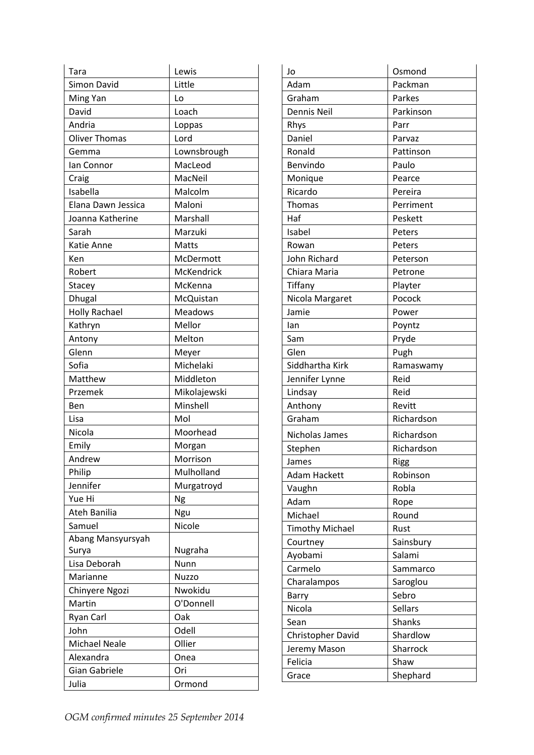| | |
|---|---|
| Tara | Lewis |
| Simon David | Little |
| Ming Yan | Lo |
| David | Loach |
| Andria | Loppas |
| Oliver Thomas | Lord |
| Gemma | Lownsbrough |
| Ian Connor | MacLeod |
| Craig | MacNeil |
| Isabella | Malcolm |
| Elana Dawn Jessica | Maloni |
| Joanna Katherine | Marshall |
| Sarah | Marzuki |
| Katie Anne | Matts |
| Ken | McDermott |
| Robert | McKendrick |
| Stacey | McKenna |
| Dhugal | McQuistan |
| Holly Rachael | Meadows |
| Kathryn | Mellor |
| Antony | Melton |
| Glenn | Meyer |
| Sofia | Michelaki |
| Matthew | Middleton |
| Przemek | Mikolajewski |
| Ben | Minshell |
| Lisa | Mol |
| Nicola | Moorhead |
| Emily | Morgan |
| Andrew | Morrison |
| Philip | Mulholland |
| Jennifer | Murgatroyd |
| Yue Hi | Ng |
| Ateh Banilia | Ngu |
| Samuel | Nicole |
| Abang Mansyursyah Surya | Nugraha |
| Lisa Deborah | Nunn |
| Marianne | Nuzzo |
| Chinyere Ngozi | Nwokidu |
| Martin | O'Donnell |
| Ryan Carl | Oak |
| John | Odell |
| Michael Neale | Ollier |
| Alexandra | Onea |
| Gian Gabriele | Ori |
| Julia | Ormond |
| Jo | Osmond |
| Adam | Packman |
| Graham | Parkes |
| Dennis Neil | Parkinson |
| Rhys | Parr |
| Daniel | Parvaz |
| Ronald | Pattinson |
| Benvindo | Paulo |
| Monique | Pearce |
| Ricardo | Pereira |
| Thomas | Perriment |
| Haf | Peskett |
| Isabel | Peters |
| Rowan | Peters |
| John Richard | Peterson |
| Chiara Maria | Petrone |
| Tiffany | Playter |
| Nicola Margaret | Pocock |
| Jamie | Power |
| Ian | Poyntz |
| Sam | Pryde |
| Glen | Pugh |
| Siddhartha Kirk | Ramaswamy |
| Jennifer Lynne | Reid |
| Lindsay | Reid |
| Anthony | Revitt |
| Graham | Richardson |
| Nicholas James | Richardson |
| Stephen | Richardson |
| James | Rigg |
| Adam Hackett | Robinson |
| Vaughn | Robla |
| Adam | Rope |
| Michael | Round |
| Timothy Michael | Rust |
| Courtney | Sainsbury |
| Ayobami | Salami |
| Carmelo | Sammarco |
| Charalampos | Saroglou |
| Barry | Sebro |
| Nicola | Sellars |
| Sean | Shanks |
| Christopher David | Shardlow |
| Jeremy Mason | Sharrock |
| Felicia | Shaw |
| Grace | Shephard |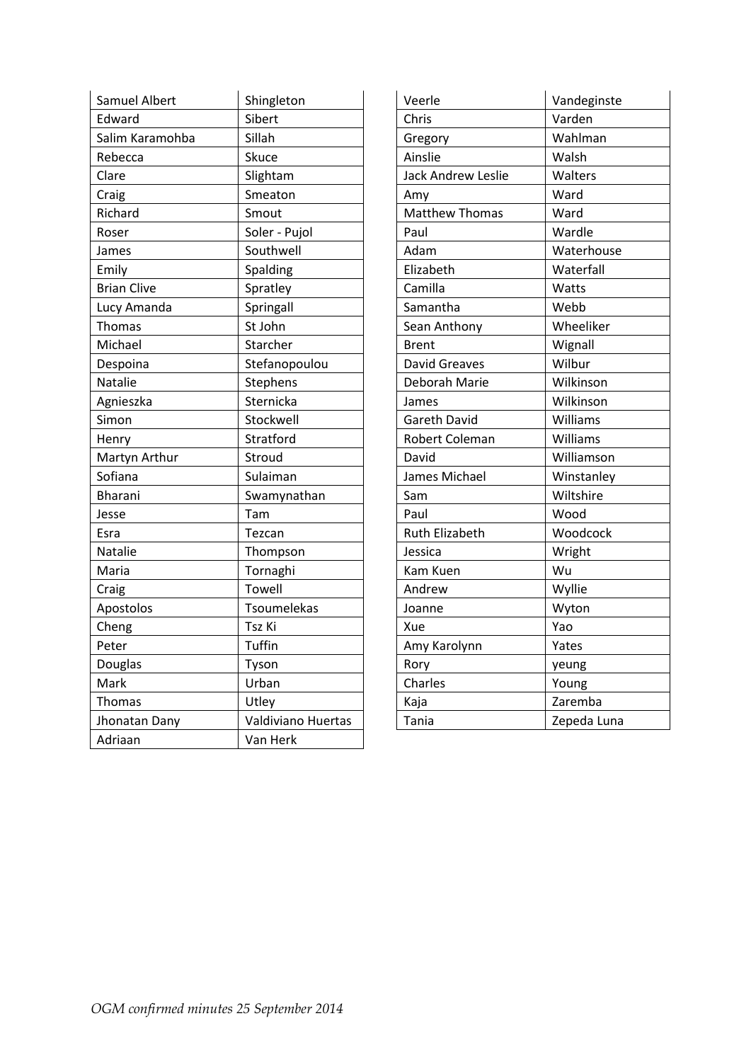| | |
|---|---|
| Samuel Albert | Shingleton |
| Edward | Sibert |
| Salim Karamohba | Sillah |
| Rebecca | Skuce |
| Clare | Slightam |
| Craig | Smeaton |
| Richard | Smout |
| Roser | Soler - Pujol |
| James | Southwell |
| Emily | Spalding |
| Brian Clive | Spratley |
| Lucy Amanda | Springall |
| Thomas | St John |
| Michael | Starcher |
| Despoina | Stefanopoulou |
| Natalie | Stephens |
| Agnieszka | Sternicka |
| Simon | Stockwell |
| Henry | Stratford |
| Martyn Arthur | Stroud |
| Sofiana | Sulaiman |
| Bharani | Swamynathan |
| Jesse | Tam |
| Esra | Tezcan |
| Natalie | Thompson |
| Maria | Tornaghi |
| Craig | Towell |
| Apostolos | Tsoumelekas |
| Cheng | Tsz Ki |
| Peter | Tuffin |
| Douglas | Tyson |
| Mark | Urban |
| Thomas | Utley |
| Jhonatan Dany | Valdiviano Huertas |
| Adriaan | Van Herk |

| | |
|---|---|
| Veerle | Vandeginste |
| Chris | Varden |
| Gregory | Wahlman |
| Ainslie | Walsh |
| Jack Andrew Leslie | Walters |
| Amy | Ward |
| Matthew Thomas | Ward |
| Paul | Wardle |
| Adam | Waterhouse |
| Elizabeth | Waterfall |
| Camilla | Watts |
| Samantha | Webb |
| Sean Anthony | Wheeliker |
| Brent | Wignall |
| David Greaves | Wilbur |
| Deborah Marie | Wilkinson |
| James | Wilkinson |
| Gareth David | Williams |
| Robert Coleman | Williams |
| David | Williamson |
| James Michael | Winstanley |
| Sam | Wiltshire |
| Paul | Wood |
| Ruth Elizabeth | Woodcock |
| Jessica | Wright |
| Kam Kuen | Wu |
| Andrew | Wyllie |
| Joanne | Wyton |
| Xue | Yao |
| Amy Karolynn | Yates |
| Rory | yeung |
| Charles | Young |
| Kaja | Zaremba |
| Tania | Zepeda Luna |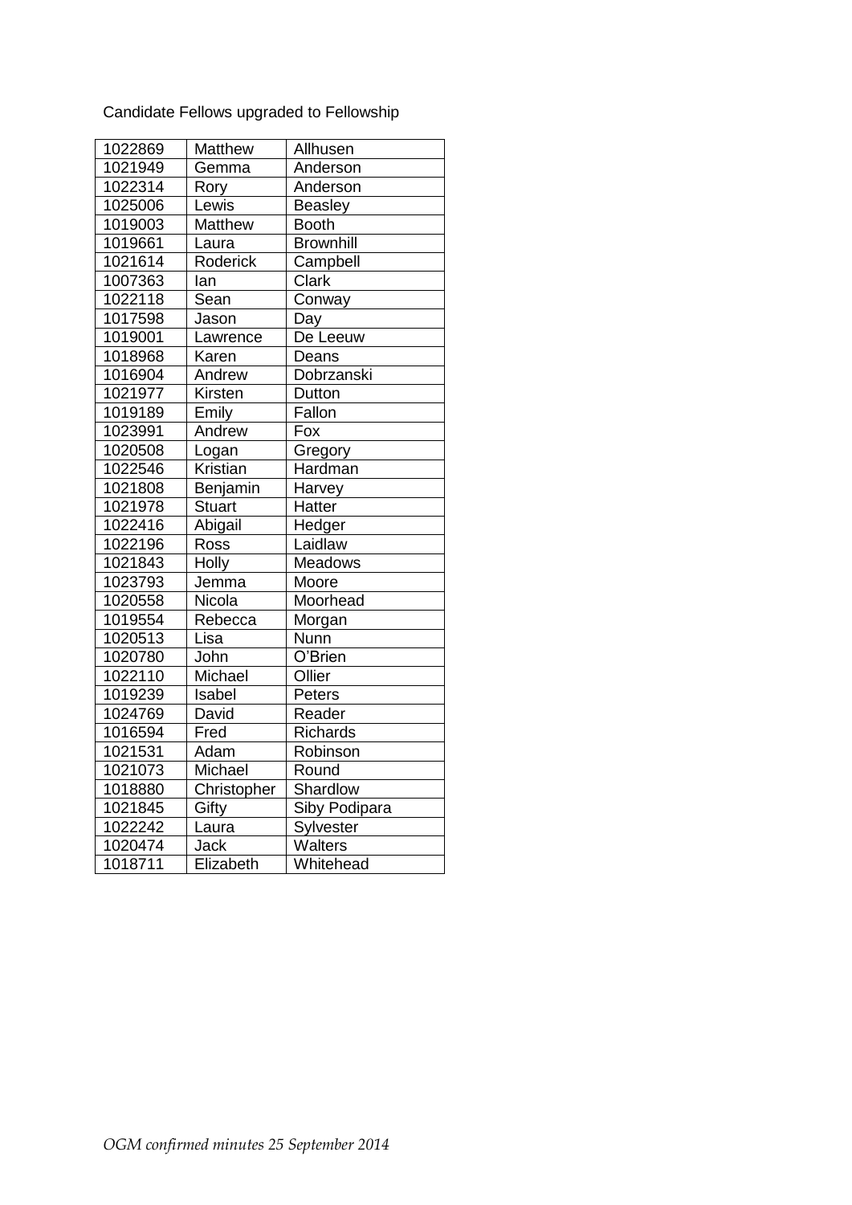Candidate Fellows upgraded to Fellowship

| | | |
|---|---|---|
| 1022869 | Matthew | Allhusen |
| 1021949 | Gemma | Anderson |
| 1022314 | Rory | Anderson |
| 1025006 | Lewis | Beasley |
| 1019003 | Matthew | Booth |
| 1019661 | Laura | Brownhill |
| 1021614 | Roderick | Campbell |
| 1007363 | Ian | Clark |
| 1022118 | Sean | Conway |
| 1017598 | Jason | Day |
| 1019001 | Lawrence | De Leeuw |
| 1018968 | Karen | Deans |
| 1016904 | Andrew | Dobrzanski |
| 1021977 | Kirsten | Dutton |
| 1019189 | Emily | Fallon |
| 1023991 | Andrew | Fox |
| 1020508 | Logan | Gregory |
| 1022546 | Kristian | Hardman |
| 1021808 | Benjamin | Harvey |
| 1021978 | Stuart | Hatter |
| 1022416 | Abigail | Hedger |
| 1022196 | Ross | Laidlaw |
| 1021843 | Holly | Meadows |
| 1023793 | Jemma | Moore |
| 1020558 | Nicola | Moorhead |
| 1019554 | Rebecca | Morgan |
| 1020513 | Lisa | Nunn |
| 1020780 | John | O'Brien |
| 1022110 | Michael | Ollier |
| 1019239 | Isabel | Peters |
| 1024769 | David | Reader |
| 1016594 | Fred | Richards |
| 1021531 | Adam | Robinson |
| 1021073 | Michael | Round |
| 1018880 | Christopher | Shardlow |
| 1021845 | Gifty | Siby Podipara |
| 1022242 | Laura | Sylvester |
| 1020474 | Jack | Walters |
| 1018711 | Elizabeth | Whitehead |